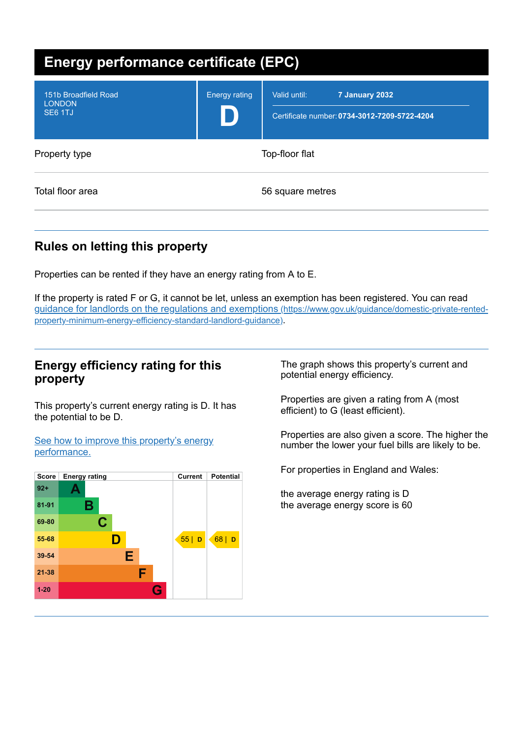# Energy performance certificate (EPC)

| | | |
|---|---|---|
| 151b Broadfield Road<br>LONDON<br>SE6 1TJ | Energy rating<br>**D** | Valid until: **7 January 2032**<br>Certificate number: **0734-3012-7209-5722-4204** |

| | |
|---|---|
| Property type | Top-floor flat |
| Total floor area | 56 square metres |

## Rules on letting this property

Properties can be rented if they have an energy rating from A to E.

If the property is rated F or G, it cannot be let, unless an exemption has been registered. You can read [guidance for landlords on the regulations and exemptions (https://www.gov.uk/guidance/domestic-private-rented-property-minimum-energy-efficiency-standard-landlord-guidance)](https://www.gov.uk/guidance/domestic-private-rented-property-minimum-energy-efficiency-standard-landlord-guidance).

## Energy efficiency rating for this property

This property's current energy rating is D. It has the potential to be D.

[See how to improve this property's energy performance.]()

| Score | Energy rating | Current | Potential |
|---|---|---|---|
| 92+ | A | | |
| 81-91 | B | | |
| 69-80 | C | | |
| 55-68 | D | 55 \| D | 68 \| D |
| 39-54 | E | | |
| 21-38 | F | | |
| 1-20 | G | | |

The graph shows this property's current and potential energy efficiency.

Properties are given a rating from A (most efficient) to G (least efficient).

Properties are also given a score. The higher the number the lower your fuel bills are likely to be.

For properties in England and Wales:

the average energy rating is D
the average energy score is 60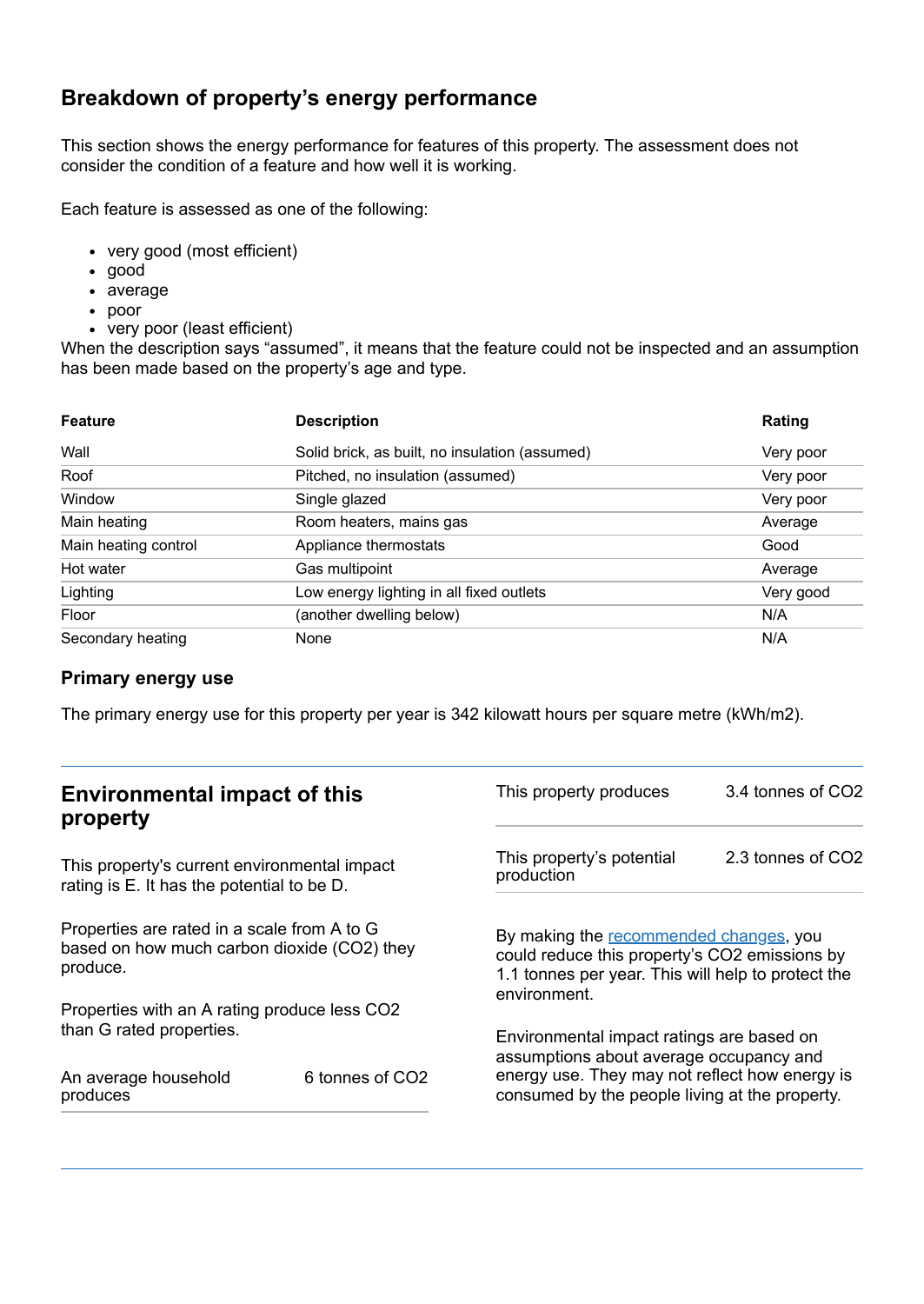## Breakdown of property's energy performance

This section shows the energy performance for features of this property. The assessment does not consider the condition of a feature and how well it is working.

Each feature is assessed as one of the following:

- very good (most efficient)
- good
- average
- poor
- very poor (least efficient)

When the description says "assumed", it means that the feature could not be inspected and an assumption has been made based on the property's age and type.

| Feature | Description | Rating |
|---|---|---|
| Wall | Solid brick, as built, no insulation (assumed) | Very poor |
| Roof | Pitched, no insulation (assumed) | Very poor |
| Window | Single glazed | Very poor |
| Main heating | Room heaters, mains gas | Average |
| Main heating control | Appliance thermostats | Good |
| Hot water | Gas multipoint | Average |
| Lighting | Low energy lighting in all fixed outlets | Very good |
| Floor | (another dwelling below) | N/A |
| Secondary heating | None | N/A |

### Primary energy use

The primary energy use for this property per year is 342 kilowatt hours per square metre (kWh/m2).

## Environmental impact of this property

This property's current environmental impact rating is E. It has the potential to be D.

Properties are rated in a scale from A to G based on how much carbon dioxide ($CO_2$) they produce.

Properties with an A rating produce less $CO_2$ than G rated properties.

| | |
|---|---|
| An average household produces | 6 tonnes of $CO_2$ |
| This property produces | 3.4 tonnes of $CO_2$ |
| This property's potential production | 2.3 tonnes of $CO_2$ |

By making the recommended changes, you could reduce this property's $CO_2$ emissions by 1.1 tonnes per year. This will help to protect the environment.

Environmental impact ratings are based on assumptions about average occupancy and energy use. They may not reflect how energy is consumed by the people living at the property.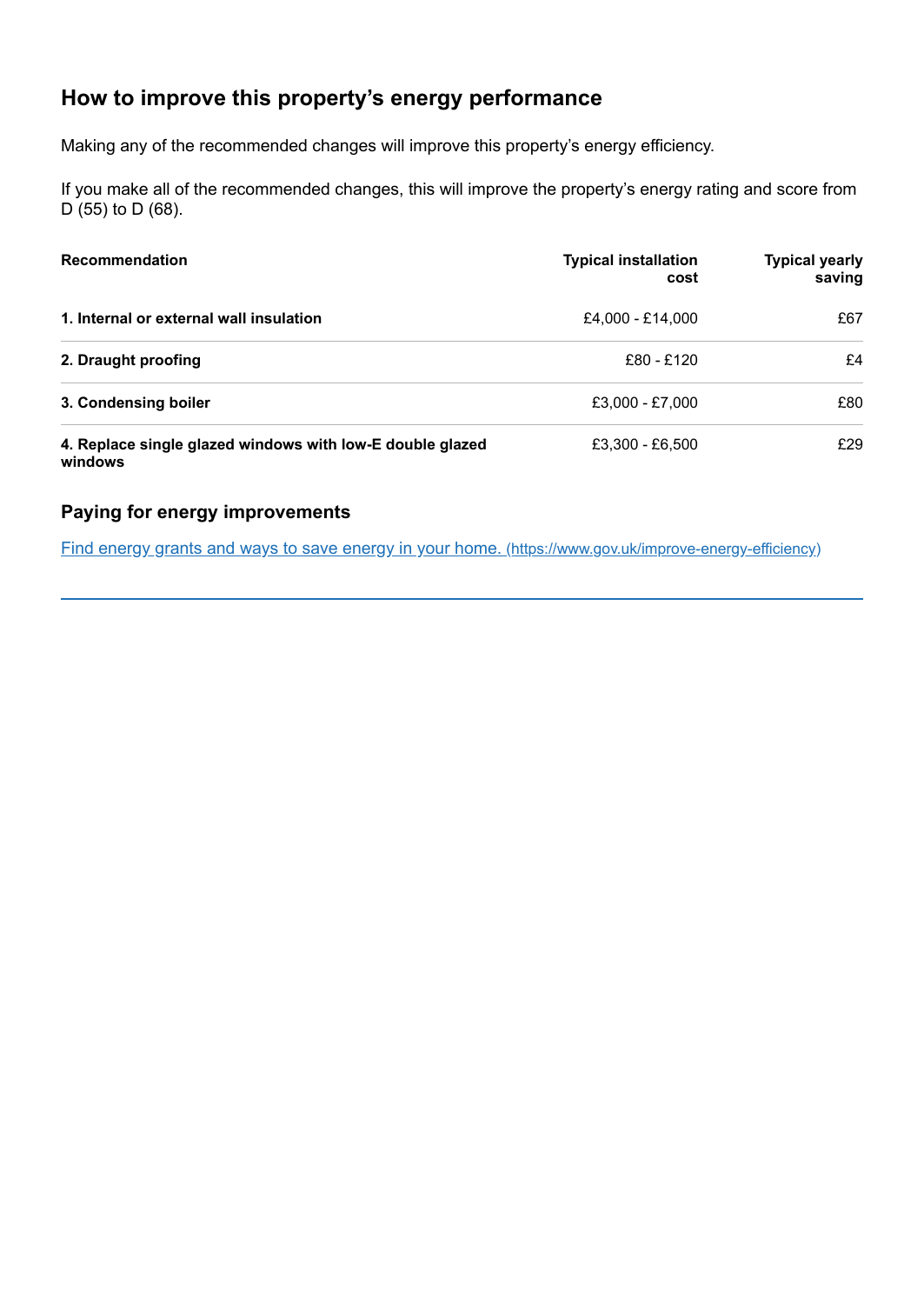## How to improve this property's energy performance

Making any of the recommended changes will improve this property's energy efficiency.

If you make all of the recommended changes, this will improve the property's energy rating and score from D (55) to D (68).

| Recommendation | Typical installation cost | Typical yearly saving |
| --- | --- | --- |
| **1. Internal or external wall insulation** | £4,000 - £14,000 | £67 |
| **2. Draught proofing** | £80 - £120 | £4 |
| **3. Condensing boiler** | £3,000 - £7,000 | £80 |
| **4. Replace single glazed windows with low-E double glazed windows** | £3,300 - £6,500 | £29 |

### Paying for energy improvements

[Find energy grants and ways to save energy in your home. (https://www.gov.uk/improve-energy-efficiency)](https://www.gov.uk/improve-energy-efficiency)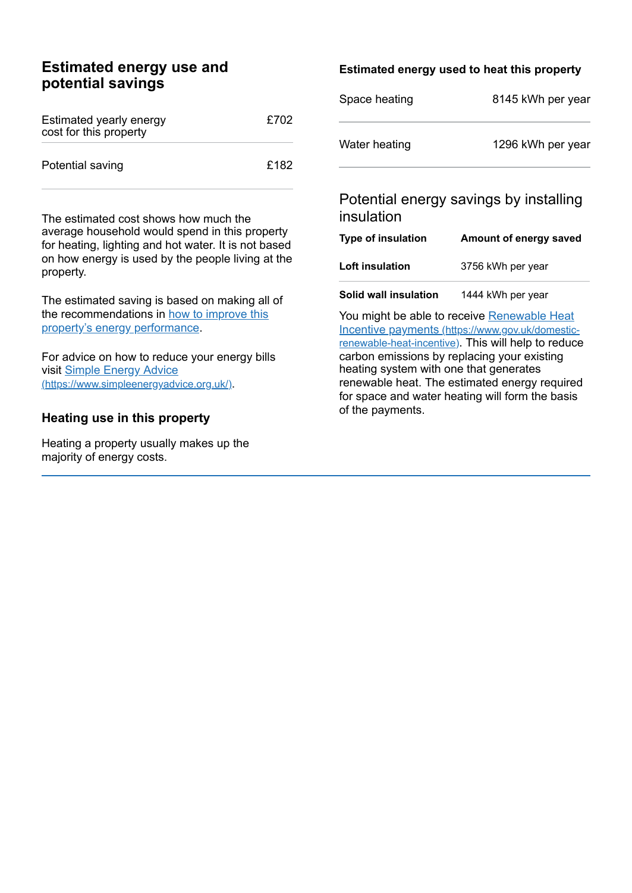## Estimated energy use and potential savings

| | |
|---|---|
| Estimated yearly energy cost for this property | £702 |
| Potential saving | £182 |

The estimated cost shows how much the average household would spend in this property for heating, lighting and hot water. It is not based on how energy is used by the people living at the property.

The estimated saving is based on making all of the recommendations in [how to improve this property's energy performance](#).

For advice on how to reduce your energy bills visit [Simple Energy Advice (https://www.simpleenergyadvice.org.uk/)](https://www.simpleenergyadvice.org.uk/).

### Heating use in this property

Heating a property usually makes up the majority of energy costs.

#### Estimated energy used to heat this property

| | |
|---|---|
| Space heating | 8145 kWh per year |
| Water heating | 1296 kWh per year |

### Potential energy savings by installing insulation

| Type of insulation | Amount of energy saved |
|---|---|
| **Loft insulation** | 3756 kWh per year |
| **Solid wall insulation** | 1444 kWh per year |

You might be able to receive [Renewable Heat Incentive payments (https://www.gov.uk/domestic-renewable-heat-incentive)](https://www.gov.uk/domestic-renewable-heat-incentive). This will help to reduce carbon emissions by replacing your existing heating system with one that generates renewable heat. The estimated energy required for space and water heating will form the basis of the payments.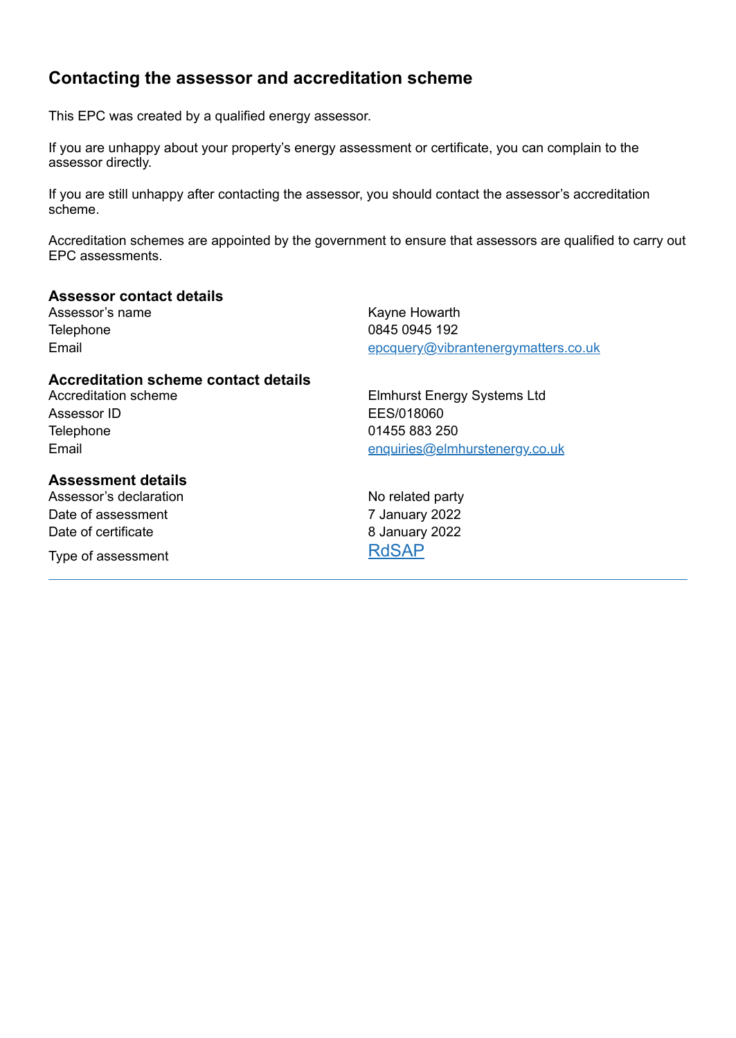## Contacting the assessor and accreditation scheme

This EPC was created by a qualified energy assessor.

If you are unhappy about your property's energy assessment or certificate, you can complain to the assessor directly.

If you are still unhappy after contacting the assessor, you should contact the assessor's accreditation scheme.

Accreditation schemes are appointed by the government to ensure that assessors are qualified to carry out EPC assessments.

### Assessor contact details

| | |
|---|---|
| Assessor's name | Kayne Howarth |
| Telephone | 0845 0945 192 |
| Email | epcquery@vibrantenergymatters.co.uk |

### Accreditation scheme contact details

| | |
|---|---|
| Accreditation scheme | Elmhurst Energy Systems Ltd |
| Assessor ID | EES/018060 |
| Telephone | 01455 883 250 |
| Email | enquiries@elmhurstenergy.co.uk |

### Assessment details

| | |
|---|---|
| Assessor's declaration | No related party |
| Date of assessment | 7 January 2022 |
| Date of certificate | 8 January 2022 |
| Type of assessment | RdSAP |